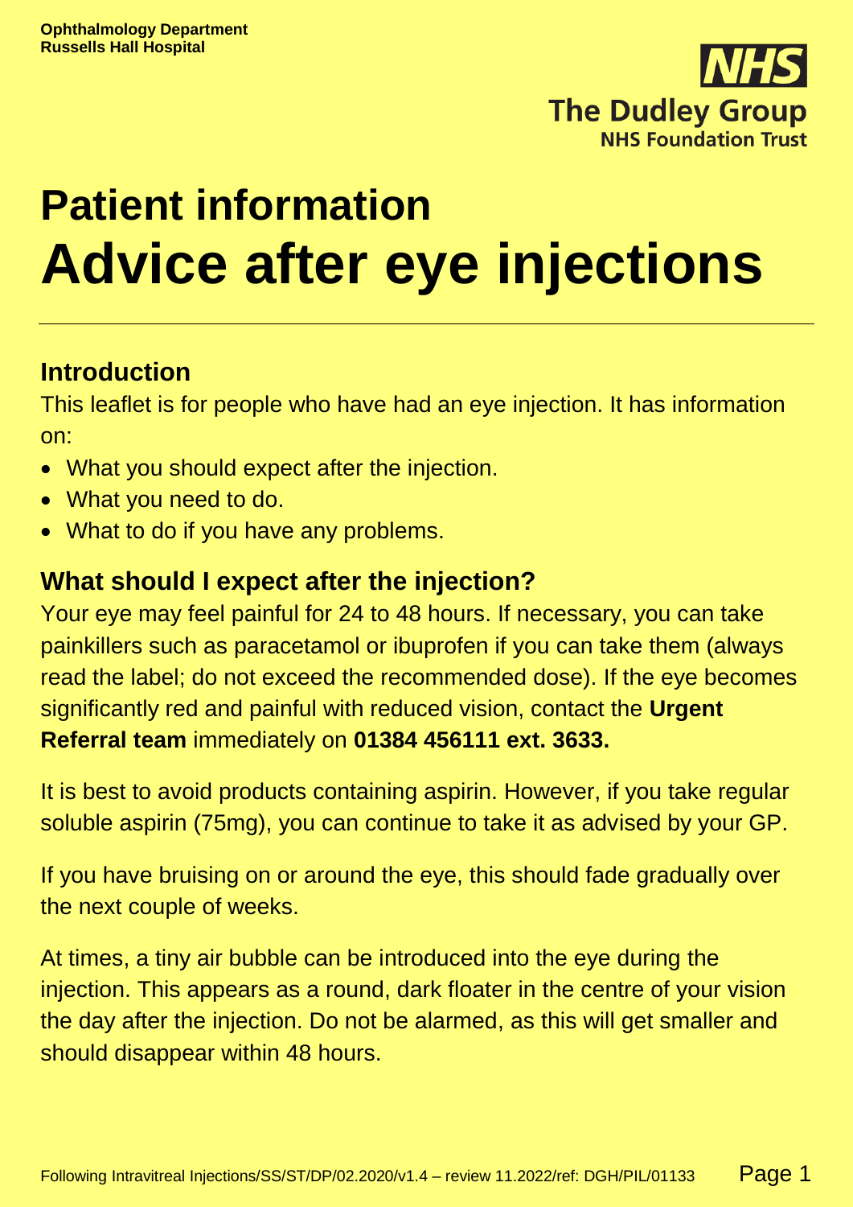Ophthalmology Department
Russells Hall Hospital

**NHS**
**The Dudley Group**
**NHS Foundation Trust**

# Patient information
# Advice after eye injections

## Introduction

This leaflet is for people who have had an eye injection. It has information on:

- What you should expect after the injection.
- What you need to do.
- What to do if you have any problems.

## What should I expect after the injection?

Your eye may feel painful for 24 to 48 hours. If necessary, you can take painkillers such as paracetamol or ibuprofen if you can take them (always read the label; do not exceed the recommended dose). If the eye becomes significantly red and painful with reduced vision, contact the **Urgent Referral team** immediately on **01384 456111 ext. 3633.**

It is best to avoid products containing aspirin. However, if you take regular soluble aspirin (75mg), you can continue to take it as advised by your GP.

If you have bruising on or around the eye, this should fade gradually over the next couple of weeks.

At times, a tiny air bubble can be introduced into the eye during the injection. This appears as a round, dark floater in the centre of your vision the day after the injection. Do not be alarmed, as this will get smaller and should disappear within 48 hours.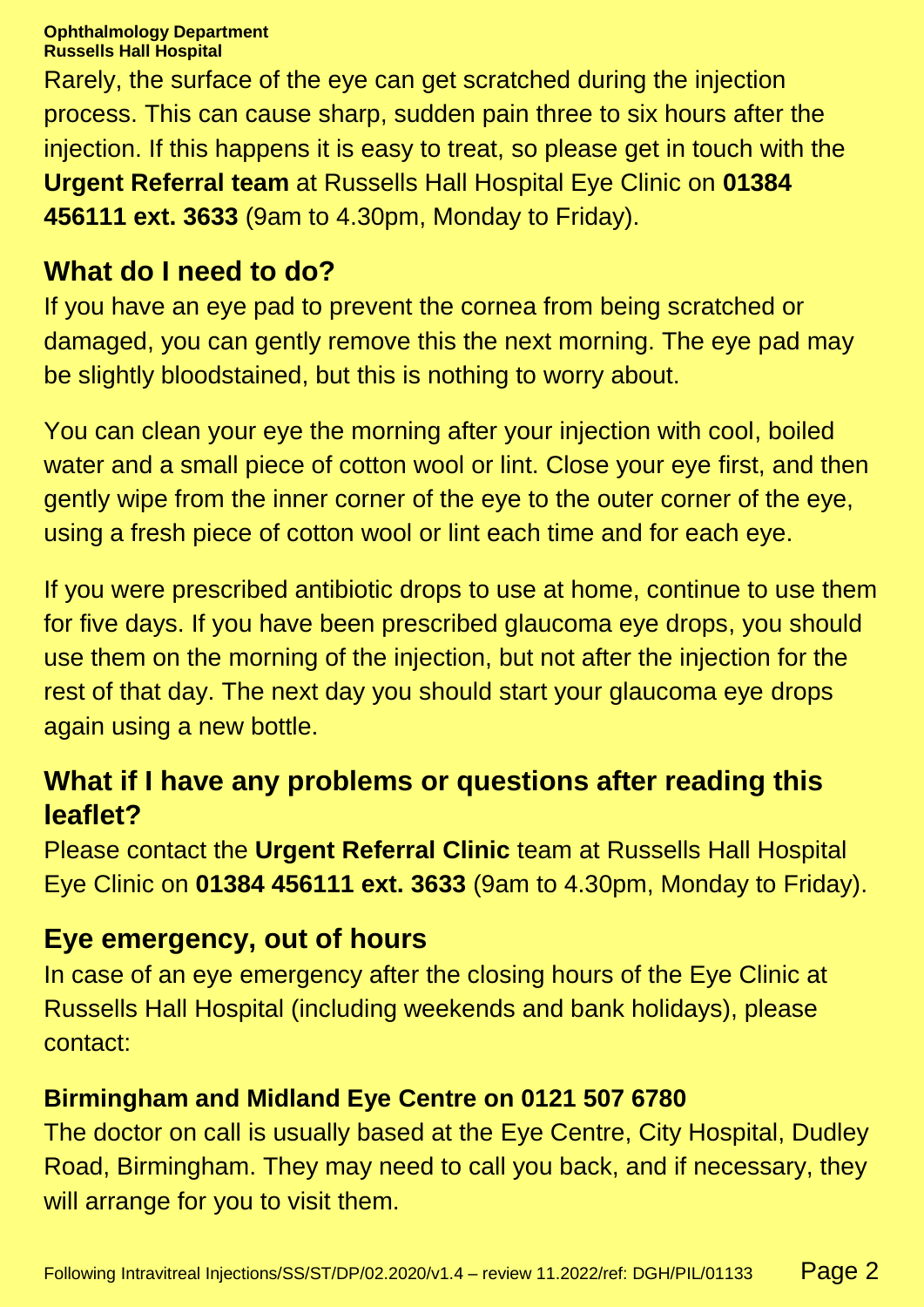Rarely, the surface of the eye can get scratched during the injection process. This can cause sharp, sudden pain three to six hours after the injection. If this happens it is easy to treat, so please get in touch with the **Urgent Referral team** at Russells Hall Hospital Eye Clinic on **01384 456111 ext. 3633** (9am to 4.30pm, Monday to Friday).

## What do I need to do?

If you have an eye pad to prevent the cornea from being scratched or damaged, you can gently remove this the next morning. The eye pad may be slightly bloodstained, but this is nothing to worry about.

You can clean your eye the morning after your injection with cool, boiled water and a small piece of cotton wool or lint. Close your eye first, and then gently wipe from the inner corner of the eye to the outer corner of the eye, using a fresh piece of cotton wool or lint each time and for each eye.

If you were prescribed antibiotic drops to use at home, continue to use them for five days. If you have been prescribed glaucoma eye drops, you should use them on the morning of the injection, but not after the injection for the rest of that day. The next day you should start your glaucoma eye drops again using a new bottle.

## What if I have any problems or questions after reading this leaflet?

Please contact the **Urgent Referral Clinic** team at Russells Hall Hospital Eye Clinic on **01384 456111 ext. 3633** (9am to 4.30pm, Monday to Friday).

## Eye emergency, out of hours

In case of an eye emergency after the closing hours of the Eye Clinic at Russells Hall Hospital (including weekends and bank holidays), please contact:

**Birmingham and Midland Eye Centre on 0121 507 6780**

The doctor on call is usually based at the Eye Centre, City Hospital, Dudley Road, Birmingham. They may need to call you back, and if necessary, they will arrange for you to visit them.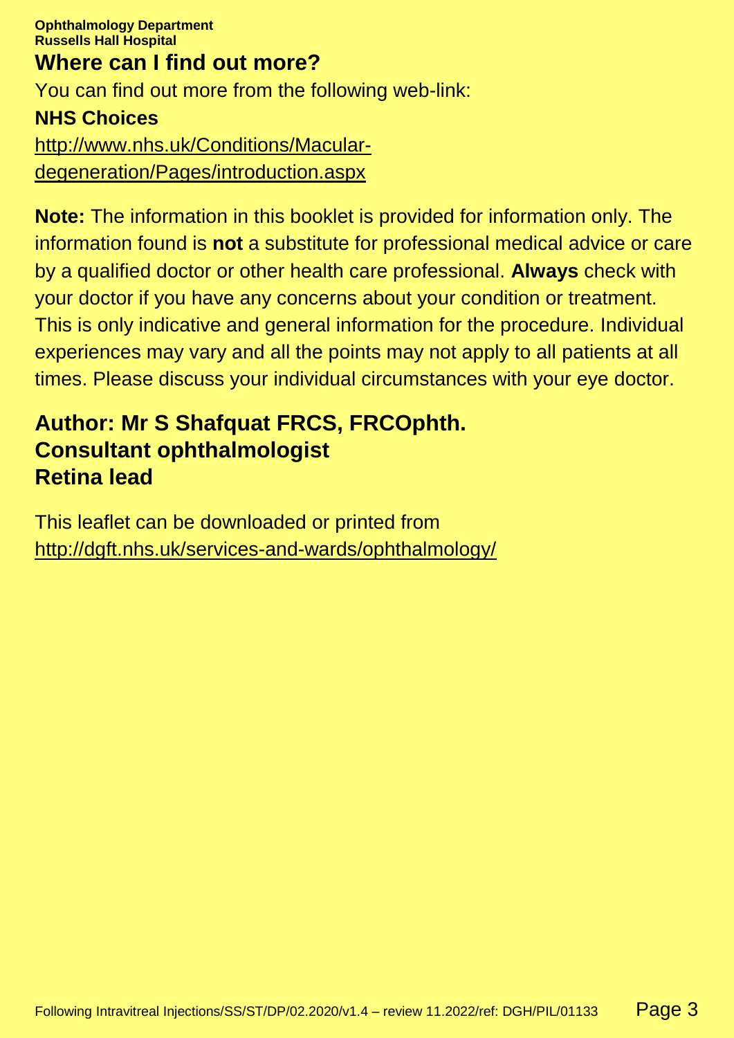## Where can I find out more?

You can find out more from the following web-link:

**NHS Choices**

http://www.nhs.uk/Conditions/Macular-degeneration/Pages/introduction.aspx

**Note:** The information in this booklet is provided for information only. The information found is **not** a substitute for professional medical advice or care by a qualified doctor or other health care professional. **Always** check with your doctor if you have any concerns about your condition or treatment. This is only indicative and general information for the procedure. Individual experiences may vary and all the points may not apply to all patients at all times. Please discuss your individual circumstances with your eye doctor.

**Author: Mr S Shafquat FRCS, FRCOphth.**
**Consultant ophthalmologist**
**Retina lead**

This leaflet can be downloaded or printed from http://dgft.nhs.uk/services-and-wards/ophthalmology/

Following Intravitreal Injections/SS/ST/DP/02.2020/v1.4 – review 11.2022/ref: DGH/PIL/01133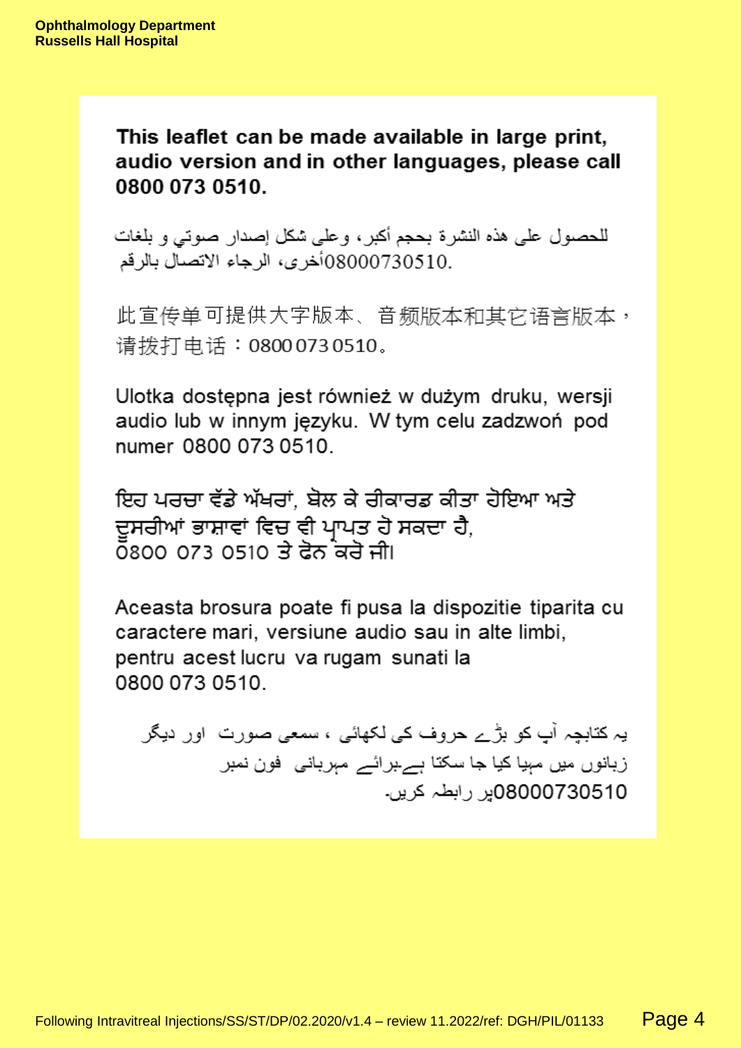**Ophthalmology Department**
**Russells Hall Hospital**

**This leaflet can be made available in large print, audio version and in other languages, please call 0800 073 0510.**

للحصول على هذه النشرة بحجم أكبر، وعلى شكل إصدار صوتي و بلغات أخرى، الرجاء الاتصال بالرقم 08000730510.

此宣传单可提供大字版本、音频版本和其它语言版本，请拨打电话：0800 073 0510。

Ulotka dostępna jest również w dużym druku, wersji audio lub w innym języku. W tym celu zadzwoń pod numer 0800 073 0510.

ਇਹ ਪਰਚਾ ਵੱਡੇ ਅੱਖਰਾਂ, ਬੋਲ ਕੇ ਰੀਕਾਰਡ ਕੀਤਾ ਹੋਇਆ ਅਤੇ ਦੂਸਰੀਆਂ ਭਾਸ਼ਾਵਾਂ ਵਿਚ ਵੀ ਪ੍ਰਾਪਤ ਹੋ ਸਕਦਾ ਹੈ, 0800 073 0510 ਤੇ ਫੋਨ ਕਰੋ ਜੀ।

Aceasta brosura poate fi pusa la dispozitie tiparita cu caractere mari, versiune audio sau in alte limbi, pentru acest lucru va rugam sunati la 0800 073 0510.

یہ کتابچہ آپ کو بڑے حروف کی لکھائی ، سمعی صورت اور دیگر زبانوں میں مہیا کیا جا سکتا ہے-برائے مہربانی فون نمبر 08000730510پر رابطہ کریں۔

Following Intravitreal Injections/SS/ST/DP/02.2020/v1.4 – review 11.2022/ref: DGH/PIL/01133